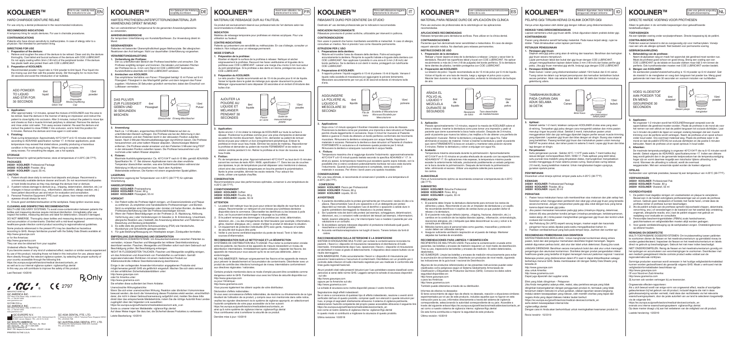# KOOLINER™

Prior to use, carefully read the instructions for use. EN

## HARD CHAIRSIDE DENTURE RELINE

For use only by a dental professional in the recommended indications.

### RECOMMENDED INDICATIONS

A temporary lining for acrylic dentures. For use in chairside procedures.

### CONTRAINDICATIONS

Patients who have shown sensitivity to methacrylates. In case of allergy refer to a physician. Not intended for permanent lining.

### DIRECTIONS FOR USE

**1. Preparation of the denture:**

Relieve and roughen the area of the denture to be relined. Clean and dry the denture thoroughly. Coat labial and buccal surfaces of the denture with COE LUBRICANT. Do not apply coating within 3mm (1/8 inch) of the peripheral border. If the denture has plastic teeth also protect them with COE LUBRICANT.

**2. Preparation of KOOLINER:**

Recommended powder / liquid ratio is 15ml powder to 6ml liquid. Pour liquid into the mixing cup and then add the powder slowly. Stir thoroughly for no more than 30 seconds and avoid the introduction of air bubbles.

ADD POWDER TO LIQUID AND STIR FOR 30 SECONDS — 6ml liquid — 15ml powder — Glass Vial — Cup — Disposable Measuring/Mixing Cup

**3. Application:**

After approximately 1-2 minutes, spread the mixture of KOOLINER over the area to be relined. Seat the denture in the manner of taking an impression and instruct the patient to close lightly into occlusion. After 3 minutes, instruct the patient to move lips and cheeks so that a muscle-trimmed periphery is obtained. Remove the denture and rinse under cold water. Trim away excess material. Re-seat the denture and instruct the patient to close FIRMLY into occlusion, and to hold the position for 5 minutes. Remove the denture and rinse again in cold water.

**4. Finishing:**

Peak curing temperature: Approximately 40°C/104°F at 6-15 minutes when tested according to ADA/ANSI specification number 17. In these applications, peak temperatures may exceed that stated above, possibly producing a hazardous condition to the mouth during curing. When curing is complete, trim away excess. For smoothing the edges, use a hot spatula.

### STORAGE

Recommended for optimal performance; store at temperature of 4-20°C (39-77°F).

### PACKAGES

**345001 KOOLINER** Professional Package
**345002 KOOLINER** Powder, 80 g
**345003 KOOLINER** Liquid, 55 mL

### CAUTION

1. Patient should clean daily to remove food deposits and plaque. Recommend a commercially available denture cleaner and brush. Do not recommend toothpastes or hard bristle brushes as they may damage the denture liner or denture.
2. If patient notices damage to denture (e.g., chipping, delamination, detention, etc.) or changes in tissue condition (e.g., inflammation, discomfort, allergic reaction, etc.) have patient discontinue use and return for evaluation and consultation.
3. Personal Protective Equipment (PPE) such as gloves, face masks and safety eyewear should always be worn.
4. Ensure good ventilation/evacuation at the workplace. Keep ignition sources away.

### CLEANING AND DISINFECTING RECOMMENDATION

MULTI-USE DELIVERY SYSTEMS: To avoid cross-contamination between patients the bottles and measuring devices require mid-level disinfection. Immediately after use inspect the bottles, measuring devices and label for deterioration. Discard if damaged. DO NOT IMMERSE. Thoroughly clean bottles and measuring devices to prevent drying and accumulation of contaminants. Disinfect with a mid-level registered healthcare-grade infection control product according to regional/national guidelines.

Some products referenced in the present IFU may be classified as hazardous according to GHS. Always familiarize yourself with the Safety Data Sheets available at:
http://www.gceurope.com
or for the Americas:
http://www.gcamerica.com
They can also be obtained from your supplier.

Undesired effects- Reporting:
If you become aware of any kind of undesired effect, reaction or similar events experienced by use of this product, including those not listed in this instruction for use, please report them directly through the relevant vigilance system, by selecting the proper authority of your country accessible through the following link:
https://ec.europa.eu/growth/sectors/medical-devices/contacts_en
as well as to our internal vigilance system: vigilance@gc.dental
In this way you will contribute to improve the safety of this product.

Last Revised: 10/2019

CE 2797

MANUFACTURED by
GC AMERICA INC.
3737 West 127th Street, Alsip, IL 60803 U.S.A.
TEL: +1-708-597-0900
www.gcamerica.com

DISTRIBUTED by
GC AMERICA INC.
3737 West 127th Street, Alsip, IL 60803 U.S.A.
TEL: +1-708-597-0900
www.gcamerica.com

EC REP GC EUROPE N.V.
Researchpark Haasrode-Leuven 1240, Interleuvenlaan 33, B-3001 Leuven, Belgium. TEL: +32 16 74 10 00

GC SOUTH AMERICA
Rua Heliodora, 399 - Santana - São Paulo, Sp - Brasil
CEP: 02022-051 TEL: +55-11-2925-0965
CNPJ: 08.279.999/0001-61
REVP: TEC. Marjorie De Sousa Macea - CRO/SP: 145492

GC ASIA DENTAL PTE. LTD.
11 Tampines Concourse, #03-05 Tampines Plaza, Singapore 528729
TEL: +65 6546 7588

GC AUSTRALASIA DENTAL PTY. LTD.
1753 Botany Rd, Banksmeadow, NSW 2019, Australia
TEL: +61 2 9301 8200

PRINTED IN THE U.S.A.

---

# KOOLINER™

Vor Gebrauch die Anleitung sorgfältig durchlesen. DE

## HARTES PROTHESEN-UNTERFÜTTERUNGSMATERIAL ZUR ANWENDUNG DIREKT IM MUND

Nur zum zahnärztlichen Fachpersonal für die genannten Anwendungsbereiche zu verwenden.

### ANWENDUNGSBEREICHE

Zur temporären Unterfütterung von Kunststoffprothesen. Zur Anwendung direkt im Mund.

### GEGENANZEIGEN

Patienten mit bekannter Überempfindlichkeit gegen Methacrylate. Bei allergischen Reaktionen den Arzt befragen. Nicht zur dauerhaften Unterfütterung vorgesehen.

### VERARBEITUNGSANLEITUNG

**1. Vorbereitung der Prothese:**

Den zu unterfütternden Bereich der Prothese beschleifen und anrauen. Die Prothese sorgfältig reinigen und trocknen. Die labialen und bukkalen Flächen der Prothese bis ca. 3 mm vom Rand mit COE LUBRICANT bestreichen. Kunststoffzähne ebenfalls mit COE LUBRICANT schützen.

**2. Anmischen von KOOLINER:**

Das empfohlene Verhältnis von Pulver / Flüssigkeit beträgt 15 ml Pulver auf 6 ml Flüssigkeit. Flüssigkeit in den Mischgefäß geben und dann langsam das Pulver zugeben. Höchstens 30 Sekunden gründlich verrühren; dabei den Einschluß von Luftblasen vermeiden.

DAS PULVER ZUR FLÜSSIGKEIT GEBEN UND 30 SEKUNDEN MISCHEN — 6ml Flüssigkeit — 15ml Pulver — Glasfläschen — Einweg-Meßbecher

**3. Anwendung:**

Nach ca. 1-2 Minuten, angemischtes KOOLINER-Material auf den zu unterfütternden Bereich auftragen. Die Prothese wie bei der Abformung in den Mund einsetzen und den Patienten leicht in der okklusalen Position zubeißen lassen. Nach 3 Minuten Muskelrandbewegungen durchführen lassen. Die Prothese herausnehmen und unter kaltem Wasser abspülen. Überschüssiges Material entfernen. Die Prothese wieder einsetzen und den Patienten 5 Minuten lang FEST in der okklusalen Position zubeißen lassen. Die Prothese herausnehmen und nochmals unter kaltem Wasser abspülen.

**4. Finieren:**

Maximale Aushärtungstemperatur: Ca. 40°C/104°F nach 6-15 Min. gemäß ADA/ANSI-Spezifikation Nr. 17. Bei diesen Applikationen kann die oben erwähnte Temperatur überschritten werden, was eine Schleimhautreizung während der Aushärtung im Mund verursachen kann. Nach dem Aushärten Materialüberschuss entfernen. Die Kanten mit einem angewärmten Spatel glätten.

### LAGERUNG

Empfohlene Lagerung bei Temperaturen von 4-20°C (39-77°F) für optimale Verarbeitung.

### HANDELSFORMEN

**345001 KOOLINER** Praxispackung
**345002 KOOLINER** Pulver, 80 g
**345003 KOOLINER** Flüssigkeit, 55 ml

### VORSICHT

1. Der Patient sollte die Prothese täglich reinigen, um Essensrückstände und Plaque zu entfernen. Zu empfehlen sind handelsübliche Prothesenreiniger und Bürsten. Nicht zu empfehlen sind Zahnpasten oder -bürsten mit harten Borsten, da diese die Prothesenunterfütterung oder die Prothese beschädigen können.
2. Wenn der Patient Beschädigungen an der Prothese (z. B. Abplatzung, Ablösung, Verformung usw.) oder Veränderungen im Gewebe (z. B. Entzündung, Unwohlsein, allergische Reaktion usw.) feststellt, die Anwendung abbrechen und Patienten zur Beurteilung und Beratung einbestellen.
3. Es sollte stets die persönliche Schutzausrüstung (PSA) wie Handschuhe, Mundschutz und Schutzbrille getragen werden.
4. Für gute Belüftung/Absaugung am Arbeitsplatz sorgen. Zündquellen fernhalten.

### EMPFEHLUNG ZUR REINIGUNG UND DESINFEKTION

MEHRWEG-DOSIERSYSTEME: Um Kreuzkontaminationen zwischen Patienten zu vermeiden, müssen Flaschen und Messgeräte bei mittlerer Desinfektionsleistung desinfiziert werden. Flaschen, Messgeräte und Etiketten sofort nach dem Gebrauch auf Beschädigung prüfen. Bei Beschädigung entsorgen.
NICHT IN FLÜSSIGKEITEN TAUCHEN. Flaschen und Messgeräte gründlich reinigen, um das Antrocknen und Ansammeln von Fremdstoffen zu verhindern. Gemäß regionalen/nationalen Richtlinien mit einem medizinischen Produkt zur Infektionskontrolle mittlerer Desinfektionsleistung desinfizieren.

Einige in der vorliegenden Gebrauchsinformation angegebenen Produkte sind möglicherweise gemäß GHS als gefährlich eingestuft. Machen Sie sich stets vertraut mit den erhältlichen Sicherheitsdatenblättern unter:
http://www.gceurope.com
oder für Amerika unter:
http://www.gcamerica.com
Sie erhalten diese außerdem bei Ihrem Händler.

Unerwünschte Nebenwirkungen:
Wenn Sie sich einer unerwünschten Wirkung, Reaktion oder ähnlichen Vorkommnisse bewusst werden, die durch die Verwendung dieses Produktes erlebt werden, einschließlich derer, die nicht in dieser Gebrauchsanweisung aufgeführt sind, melden Sie diese bitte direkt über das entsprechende Meldesystem, indem Sie die richtige Autorität Ihres Landes ausgewählt über den folgenden Link auswählen:
https://ec.europa.eu/growth/sectors/medical-devices/contacts_en
Sowie zu unserer internen Meldestelle: vigilance@gc.dental
Auf diese Weise tragen Sie dazu bei, die Sicherheit dieses Produktes zu verbessern.

Letzte Bearbeitung: 10/2019

---

# KOOLINER™

Avant toute utilisation, lire attentivement la notice. FR

## MATERIAU DE REBASAGE DUR AU FAUTEUIL

Ce produit est exclusivement réservé aux professionnels de l'art dentaire selon les recommandations d'utilisation.

### INDICATIONS

Matériau de rebasage temporaire pour prothèses en résines acryliques. Pour une utilisation au fauteuil.

### CONTRE-INDICATIONS

Patients qui présentent une sensibilité au méthacrylate. En cas d'allergie, consulter un médecin. Non indiqué pour un rebasage permanent.

### MODE D'EMPLOI

**1. Préparation de la prothèse:**

Évider et dépolir la surface de la prothèse à rebaser. Nettoyer et sécher soigneusement la prothèse. Recouvrir les faces vestibulaires et linguales de la prothèse avec COE LUBRICANT. Laisser une marge d'au moins 3 mm tout autour du bord de la prothèse. Si la prothèse a des dents en résine, protégez-les avec du COE LUBRICANT.

**2. Préparation de KOOLINER:**

Le ratio poudre / liquide recommandé est de 15 ml de poudre pour 6 ml de liquide. Verser le liquide dans le godet de mélange puis ajouter doucement la poudre. Mélanger vigoureusement sans dépasser 30 secondes et en évitant d'introduire des bulles d'air.

AJOUTER LA POUDRE AU LIQUIDE ET MÉLANGER PENDANT 30 SECONDES — 6ml liquide — 15ml poudre — Flacon en verre — Godet de mesure/mélange jetable

**3. Application:**

Après environ 1-2 minutes le mélange de KOOLINER sur toute la surface à rebaser. Positionner la prothèse comme pour une prise d'empreinte et demander au patient de mordre doucement. Après 3 mn, demander au patient de remuer lèvres et joues pour obtenir un bord enregistrement périphérique. Enlever la prothèse et rincer sous l'eau froide. Éliminer les excès de matériau. Repositionner la prothèse et demander au patient de mordre FERMEMENT et de rester en occlusion pendant 5 mn. Retirer la prothèse et la rincer de nouveau sous l'eau froide.

**4. Finition:**

Pic de température de prise: Approximativement 40°C/104°F au bout de 6-15 minutes suivant les normes de tests ADA / ANSI, spécification 17. Dans les cas de couches plus épaisses, le pic de température pourrait dépasser celui mentionné ci-dessus, créant ainsi des conditions dangereuses en bouche pendant la polymérisation. Après la prise complète, éliminer les excès restants. Pour adoucir les bords, utiliser une spatule chauffée.

### CONSERVATION

Recommandations pour des performances optimales, conserver à une température de 4-20°C (39-77°F).

### CONDITIONNEMENT

**345001 KOOLINER** Coffret
**345002 KOOLINER** Poudre, 80 g
**345003 KOOLINER** Liquide, 55 ml

### ATTENTION

1. Le patient doit nettoyer tous les jours pour enlever les dépôts de nourriture et la plaque. Recommander un nettoyant et une brosse pour prothèses dentaires disponible dans le commerce. Déconseiller les dentifrices ou les brosses à poils durs, car ils pourraient endommager le rebasage ou la prothèse.
2. Si le patient remarque des dommages à la prothèse (ex: éclat, délamination, distorsion, etc...) ou des changements de l'état tissulaire (par exemple, inflammation, gêne, réaction allergique, etc.), cesser d'utiliser le produit et réévaluer la situation.
3. Un équipement de protection individuelle (EPI) avec gants, masques et lunettes de sécurité doit toujours être porté.
4. Veiller à une bonne ventilation/aspiration du poste de travail. Tenir à l'écart des sources d'inflammation.

### RECOMMANDATION SUR LE NETTOYAGE ET LA DÉSINFECTION

SYSTÈMES DE DISTRIBUTION MULTI-USAGE: Pour éviter la contamination croisée entre les patients, les flacons et les appareils de mesure nécessitent un niveau de désinfection intermédiaire. Immédiatement après usage, inspecter les flacons, les appareils de mesure pour assurer qu'ils ne se sont pas détériorés. Jeter si endommagés.
NE PAS IMMERGER. Nettoyer soigneusement les flacons et les appareils de mesure pour prévenir le dessèchement et l'accumulation de contaminants. Désinfecter avec un produit de contrôle des infections homologué de niveau intermédiaire conformément aux directives régionales / nationales.

Certains produits mentionnés dans ce mode d'emploi peuvent être considérés comme dangereux selon le GHS. Familiarisez-vous avec les fiches de sécurité disponible sur:
http://www.gceurope.com
ou pour l'Amérique:
http://www.gcamerica.com
Vous pouvez également les obtenir auprès de votre distributeur.

Déclaration d'effets indésirables :
Si vous avez connaissance d'effets indésirables, de réactions ou d'événements de ce type résultant de l'utilisation de ce produit, y compris ceux non mentionnés dans cette notice, veuillez les signaler directement via le système de vigilance approprié, en sélectionnant l'autorité compétente de votre pays accessible via le lien suivant:
https://ec.europa.eu/growth/sectors/medical-devices/contacts_en
ainsi qu'à notre système de vigilance interne: vigilance@gc.dental
Vous contribuerez ainsi à améliorer la sécurité de ce produit.

Dernière mise à jour: 10/2019

---

# KOOLINER™

Prima dell'utilizzo leggere attentamente le istruzioni. IT

## RIBASANTE DURO PER DENTIERE DA STUDIO

Destinato all' uso dentale professionale per le indicazioni raccomandate.

### INDICAZIONI RACCOMANDATE

Ribasatura provvisoria di protesi acriliche, utilizzabile per interventi in poltrona.

### CONTROINDICAZIONI

Non usare in pazienti che hanno manifestato sensibilità ai metacrilati. In caso di allergia, consultare un medico. Non è previsto l'uso come ribasatura permanente.

### ISTRUZIONI PER L'USO

**1. Preparazione della dentiera:**

Ridurre e irruvidire l'area da ribasare della dentiera. Pulire ed asciugare accuratamente la dentiera. Ricoprire le superfici labiale e linguale della dentiera con COE LUBRICANT. Non applicare il prodotto fino a una zona di 3 mm (1/8 inch) dal bordo periferico. Se la dentiera è con denti in resina, proteggerli con lubrificante COE LUBRICANT.

**2. Preparazione di KOOLINER:**

Il rapporto polvere / liquido suggerito è 15 ml di polvere / 6 ml di liquido. Versare il liquido nella scodella di miscelazione poi aggiungere la polvere lentamente. Mescolare accuratamente per non più di 30 secondi evitando di introdurre bolle d'aria.

AGGIUNGERE LA POLVERE AL LIQUIDO E MESCOLARE 30 SECONDI — 6ml liquido — 15ml polvere — Fila di vetro — Scodella di Misurazione Monouso/Scodella per Miscelazione

**3. Applicazione:**

Dopo circa 1-2 minuti spargere il Kooliner miscelato sopra la zona da ribasare. Posizionare la dentiera come per prendere una impronta e dare istruzioni al Paziente perché chiuda leggermente in occlusione. Dopo 3 minuti far muovere al Paziente labbra e guance in modo da ottenere un bordo periferico conformato dal movimento muscolare. Rimuovere la dentiera e sciacquare con acqua fredda. Asportare il materiale in eccesso. Riposizionare la dentiera e dare istruzioni al Paziente di chiudere FORTEMENTE in occlusione e di mantenere questa posizione per 5 minuti. Rimuovere la dentiera e sciacquare nuovamente in acqua fredda.

**4. Finitura:**

Temperatura massima che si raggiunge durante l'indurimento: approssimativamente 40°C/104°F a 6-15 minuti quando testato secondo le specifiche ADA/ANSI n° 17. In simili applicazioni, le temperature massime può eccedere quanto sopra indicato, con la possibilità che si creino condizioni potenzialmente nocive nel cavo orale durante l'indurimento. Quando la polimerizzazione è completa, viene asportato il materiale in eccesso. Per lisciare i bordi usare una spatola riscaldata.

### CONSERVAZIONE

Per una resa ottimale, si raccomanda di conservare il prodotto a una temperatura di 4-20°C (39-77°F).

### CONFEZIONI

**345001 KOOLINER** Pacco per Professionisti
**345002 KOOLINER** Polvere, 80 g
**345003 KOOLINER** Liquido, 55 ml

### AVVERTENZE

1. Il paziente dovrebbe pulire la protesi giornalmente per rimuovere i residui di cibo e la placca. Raccomandare l'uso di uno spazzolino e di un detergente per protesi disponibili sul mercato. Sconsigliare l'uso di dentifrici o spazzolini a setole dure in quanto potrebbero danneggiare la ribasatura o la protesi stessa.
2. Se il paziente nota dei danni alla protesi (ad esempio, scheggiature, delaminazioni, distorsioni, ecc.) o variazioni nelle condizioni dei tessuti (ad esempio, infiammazioni, fastidio, reazioni allergiche, ecc.) far interrompere l'uso e riesdere il paziente per una valutazione e consultazione.
3. Indossare sempre dispositivi di protezione individuale quali guanti, mascherine e occhiali protettivi.
4. Assicurarsi una adeguata ventilazione nei luoghi di lavoro. Tenere lontano da fonti di calore.

### RACCOMANDAZIONI SULLA DETERSIONE E LA DISINFEZIONE

SISTEMI DI EROGAZIONE MULTI-USO: per evitare la contaminazione incrociata tra pazienti, i flaconi e i dispositivi di misurazione necessitano di disinfezione di livello intermedio. Immediatamente dopo l'uso, ispezionare i flaconi, i dispositivi di misurazione ed etichettarli in base al grado di deterioramento. Il dispositivo deve essere buttato via se risulta danneggiato.
NON IMMERGERE. Pulire accuratamente i flaconi e i dispositivi di misurazione per prevenire l'essiccazione e l'accumulo di contaminanti. Disinfettare con un prodotto per il controllo delle infezioni di livello intermedio registrato per uso medicale in conformità alle linee guida regionali/nazionali.

Alcuni prodotti citati nelle presenti Istruzioni per l'uso potrebbero essere classificati come pericolosi ai sensi delle norme GHS. Leggere sempre le schede di sicurezza disponibili sul sito:
http://www.gceurope.com
oppure per le Americhe sul sito:
http://www.gcamerica.com
Le schede di sicurezza sono inoltre disponibili presso il vostro fornitore.

Segnalazione degli effetti indesiderati:
Se vi viene a conoscenza di qualsiasi tipo di effetto indesiderato, reazione o eventi simili verificatisi dall'uso di questo prodotto, compresi quelli non elencati in queste istruzioni per l'uso, si prega di segnalarli direttamente attraverso il sistema di vigilanza pertinente, selezionando l'autorità competente del proprio paese accessibile attraverso il seguente link:
https://ec.europa.eu/growth/sectors/medical-devices/contacts_en
così come al nostro sistema di vigilanza interna: vigilance@gc.dental
In questo modo si contribuirà a migliorare la sicurezza di questo prodotto.

Ultima revisione: 10/2019

---

# KOOLINER™

Lea cuidadosamente las instrucciones antes de su uso. ES

## MATERIAL PARA REBASE DURO DE APLICACIÓN EN CLÍNICA

Para uso exclusivo de profesionales de la odontología en las aplicaciones recomendadas.

### APLICACIONES RECOMENDADAS

Rebases temporales para dentaduras acrílicas. Para utilizar en la clínica dental.

### CONTRAINDICACIONES

Pacientes que han demostrado tener sensibilidad a metacrilatos. En caso de alergia requerir atención médica. No diseñado para rebases permanentes.

### INSTRUCCIONES DE USO

**1. Preparación de la dentadura:**

Rebajar y hacer ásperas el área de la dentadura a rebasar. Limpiar y secar bien la dentadura. Recubrir las superficies labial y bucal con COE LUBRICANT. No aplicar recubrimiento a más de 3 mm (1/8 de pulgada) del borde periférico. Si la dentadura tiene dientes de plástico, también protegerlos con COE LUBRICANT.

**2. Preparación de KOOLINER:**

La relación polvo/líquido recomendada es de 15 ml de polvo por 6 ml de líquido. Volcar el líquido en una taza de mezcla, luego y agregar el polvo poco a poco. Mezclar bien durante no más de 30 segundos, evitando la introducción de burbujas de aire.

AÑADA EL POLVO AL LÍQUIDO Y MEZCLELA DURANTE 30 SEGUNDOS — 6ml líquido — 15ml de polvo — Recipiente de vidrio — Taza desechable de medida/mezcla

**3. Aplicación:**

Pasado aproximadamente 1-2 minutos, esparcir la mezcla de KOOLINER sobre el área a rebasar. Insertar la dentadura como para tomar una impresión y pedir al paciente que cierre suavemente la boca hasta ocluirla. Después de 3 minutos, pedir al paciente que mueva los labios y las mejillas a fin de obtener una periferia de adaptación muscular. Retirar la dentadura y enjuagarla con agua fría. Tallar eliminando el exceso de material. Volver a insertar la dentadura y pedir al paciente que cierre FIRMEMENTE la boca en oclusión y mantener esa posición durante 5 minutos. Retirar la dentadura y volver a enjuagar con agua fría.

**4. Acabado:**

Temperatura máxima alcanzada durante el polimerización: Aproximadamente 40°C/104°F en 6-15 minutos en pruebas efectuadas de acuerdo con las especificaciones ADA/ANSI N° 17. En aplicaciones más espesas, la temperatura máxima puede exceder la anteriormente indicada, produciendo posiblemente un estado peligroso en la boca durante la polimerización. Después de terminada la polimerización, tallar, eliminando el exceso. Utilice una espátula caliente para suavizar los cantos.

### ALMACENAJE

Para un funcionamiento óptimo se recomienda conservar a temperaturas de 4-20°C (39-77°F).

### SUMINISTRO

**345001 KOOLINER** Estuche Profesional
**345002 KOOLINER** Polvo, 80 g
**345003 KOOLINER** Líquido, 55 ml

### PRECAUCIÓN

1. El paciente debe limpiar la dentadura diariamente para remover los restos de alimentos y placa. Recomiende el uso de un limpiador de dentaduras y un cepillo. No recomiende dentífricos ni cepillos de cerdas duras ya que pueden dañar el rebase o la dentadura.
2. Si el paciente nota algún defecto (spring , chipping, fracturas, distorsión, etc.) o cambios en la condición de los tejidos blandos (spring , inflamación, sensibilidad, reacciones alérgicas, etc.) indique que debe descontinuar su uso y volver a la consulta para valoración.
3. Métodos barrera para el personal tales como guantes, mascarillas y protección ocular deben ser utilizados siempre.
4. Asegurar suficiente ventilación o aspiración en el puesto de trabajo. Mantener alejadas las fuentes de encendido.

### RECOMENDACIONES PARA LIMPIEZA Y DESINFECCIÓN

RECIPIENTES DE MULTIPLES USOS: Para evitar la contaminación cruzada entre pacientes, las botellas y envases de medición requieren un nivel medio de desinfección. Tras su uso, inspeccione las botellas y envases de medición. Si están deteriorados, deséchelos.
NO SUMERGIR. Limpie las botellas y envases de medición minuciosamente para evitar la acumulación de contaminantes. Desinfecte con productos de nivel medio, siguiendo las indicaciones de la guía local / nacional de Desinfectantes.

Algunos de los productos referenciados en las presentes Instrucciones pueden estar clasificados como peligrosos según el Sistema Globalmente Armonizado de Clasificación y Etiquetado de Productos Químicos (GHS). Conozca los datos sobre seguridad disponibles en:
http://www.gceurope.com
o para las Américas:
http://www.gcamerica.com
Si tiene preguntas contacte a través de su distribuidor.

Informes de efectos no deseados:
Si tiene conocimiento de algún tipo de efecto no deseado, reacción o situaciones similares experimentadas por el uso de este producto, incluidos aquellos que no figuran en esta instrucción para el uso, infórmelos directamente a través del sistema de vigilancia correspondiente, seleccionando la autoridad correspondiente de su país. Accesible a través del siguiente enlace https://ec.europa.eu/growth/sectors/medical-devices/contacts_en así como a nuestro sistema de vigilancia interna: vigilance@gc.dental
De esta forma contribuirá a mejorar la seguridad de este producto.

Última revisión: 10/2019

---

# KOOLINER™

Setelah digunakan, baca instruksi penggunaan dengan seksama. ID

## PELAPIS GIGI TIRUAN KERAS DI KLINIK DOKTER GIGI

Hanya untuk digunakan oleh dokter gigi dengan indikasi yang direkomendasikan.

### INDIKASI YANG DIREKOMENDASIKAN

Lapisan sementara untuk gigi tiruan akrilik. Untuk digunakan dalam praktek dokter gigi.

### KONTRAINDIKASI

Pasien yang diketahui sensitif terhadap metakrilat. Pada kasus terjadi alergi, rujuk ke dokter. Tidak dimaksudkan untuk lapisan permanen.

### PETUNJUK PENGGUNAAN

**1. Persiapan gigi tiruan:**

Siapkan area gigi palsu yang akan di-relining dan kasarkan. Bersihkan dan keringkan gigi tiruan secara menyeluruh. Lapisi permukaan labial dan bukal dari gigi tiruan dengan COE LUBRICANT. Jangan mengaplikasikan lapisan dalam batas 3 mm (1/8 inci) dari batas perifer gigi palsu. Jika gigi tiruan memiliki gigi akrilik, lindungi juga dengan COE LUBRICANT.

**2. Persiapan KOOLINER:**

Rasio bubuk / cairan yang direkomendasikan adalah 15ml bubuk dan 6 ml cairan. Tuang cairan ke dalam cup tempat pencampuran dan kemudian tambahkan bubuk secara perlahan. Aduk rata selama tidak lebih dari 30 detik dan hindari masuknya gelembung udara.

TAMBAHKAN BUBUK PADA CAIRAN DAN ADUK SELAMA 30 DETIK — 6ml Cairan — 15ml bubuk — Botol Kaca — Cup ukur/pencampur sekali pakai

**3. Aplikasi:**

Setelah sekitar 1-2 menit, letakkan campuran KOOLINER di atas area yang akan di-relining. Tempatkan gigi palsu dengan cara mengambil cetakan dan minta pasien menutup ringan ke posisi oklusi. Setelah 3 menit, instruksikan pasien untuk menggerakkan bibir dan pipi sehingga diperoleh bentuk periferi hasil otot-otot yang dipendek. Lepaskan gigi tiruan dan bilas dengan air dingin. Buang sisa material yang berlebihan. Pasang kembali gigi tiruan dan instruksikan pasien untuk menutup RAPAT ke posisi oklusi, dan tahan posisi ini selama 5 menit. Lepas gigi tiruan dan bilas lagi dengan air dingin.

**4. Penyelesaian:**

Suhu pengerasan puncak : Sekitar 40°C / 110°F pada waktu 7 menit ketika diuji sesuai dengan spesifikasi ADA / ANSI 17. Pada aplikasi yang lebih tebal, suhu puncak bisa melebihi yang disebutkan diatas, memungkinkan menyebabkan kondisi membahayakan di mulut selama proses curing. Saat proses curing selesai (10 menit), buang kelebihan material. Untuk menghaluskan bagian ujungnya, gunakan spatula panas.

### PENYIMPANAN

Disarankan untuk kinerja optimal; simpan pada suhu 4-20°C (39-77°F).

### KEMASAN

**345001 KOOLINER** Professional Package
**345002 KOOLINER** Powder, 80 g
**345003 KOOLINER** Liquid, 55 ml

### PERHATIAN

1. Pasien harus melakukan harus rutin membersihkan sisa makanan dan plak setiap hari. Sarankan untuk menggunakan pembersih dan sikat gigi untuk gigi tiruan yang tersedia secara komersial. Jangan menyarankan pasta gigi atau sikat dengan bulu yang keras karena dapat merusak gigi palsu.
2. Jika pasien merasakan kerusakan pada gigi palsu (misalnya chipping, delaminasi, distorsi dll atau perubahan kondisi jaringan (misalnya peradangan, ketidaknyamanan, reaksi alergi dll.) mintalah pasien menghentikan penggunaan gigi tiruan dan kontrol untuk evaluasi dan konsultasi.
3. Alat Pelindung Diri (APD) seperti sarung tangan, masker wajah dan kacamata pengaman harus selalu dipakai pada waktu menggabungkan bahan ini.
4. Pastikan ventilasi/evakuasi yang baik pada tempat kerja. Jauhkan dari sumber api.

### REKOMENDASI PEMBERSIHAN DAN DISINFEKSI

SISTEM PEMAKAIAN BERULANG : Untuk menghindari kontaminasi silang antara pasien, botol dan alat pengukur memerlukan desinfeksi tingkat menengah. Segera setelah digunakan periksa botol, alat ukur dan label untuk deteriorasi. Buang jika rusak.
JANGAN DIRENDAM. Bersihkan secara menyeluruh botol dan alat ukur untuk mencegah pengeringan dan akumulasi kontaminan. Disinfeksi dengan produk pengendalian infeksi healthcare-grade yang terdaftar di tingkat menengah menurut pedoman regional / nasional.
Beberapa produk yang direferensikan dalam IFU saat ini dapat diklasifikasikan sebagai berbahaya menurut GHS. Selalu membiasakan diri dengan Safety Data Sheets yang tersedia di:
http://www.gceurope.com
atau untuk Amerika:
http://www.gcamerica.com
Dapat juga diperoleh dari supplier anda.

Efek yang tidak diinginkan – Pelaporan:
Jika Anda mengetahui adanya efek, reaksi, atau peristiwa serupa yang tidak diinginkan berpengalaman dengan penggunaan produk ini, termasuk yang tidak tercantum dalam instruksi ini untuk gunakan, silakan laporkan secara langsung melalui sistem kewaspadaan yang relevan, oleh memilih otoritas yang tepat dari negara Anda yang dapat diakses melalui tautan berikut:
https://ec.europa.eu/growth/sectors/medical-devices/contacts_en
serta sistem kewaspadaan internal kita:
vigilance@gc.dental
Dengan cara ini Andakan berkontribusi untuk meningkatkan keamanan produk ini.

Revisi terakhir: 10/2019

---

# KOOLINER™

Lees voor gebruik zorgvuldig de gebruiksaanwijzing. NL

## DIRECTE HARDE VOERING VOOR PROTHESEN

Alleen te gebruiken in de vermelde toepassingen door gekwalificeerde tandheelkundigen.

### TOEPASSINGEN

Als een tijdelijke voering onder acrylprothesen. Directe toepassing bij de patiënt.

### CONTRA-INDICATIES

Patiënten waarvan bekend is dat ze overgevoelig zijn voor methacrylaten. Verwijs naar een arts als allergie optreedt. Niet bedoeld voor permanente voering.

### GEBRUIKSAANWIJZING

**1. Behandeling van de prothese:**

Neem prothesebasis weg en maak het oppervlak dat gerebased moet worden ruw. Maak de prothese goed schoon en grondig droog. Breng een coating aan van COE LUBRICANT op de labiale en buccale vlakken maar blijf 3 mm binnen de periferie. Ook kunsttandjes moeten met COE LUBRICANT worden bedekt.

**2. Mengen van KOOLINER:**

De aanbevolen poeder/vloeistofverhouding is 15 ml poeder op 6 ml vloeistof. Giet de vloeistof in de mengbeker en voeg dan langzaam het poeder toe. Meng goed gedurende niet meer dan 30 seconden en voorkom insluiten van luchtbellen.

VOEG VLOEISTOF AAN POEDER TOE EN MENG GEDURENDE 30 SECONDEN — 6ml vloeistof — 15ml poeder — Glazen pletje — wegwerp mengbeker

**3. Applicatie:**

Na ongeveer 1-2 minuten wordt het KOOLINERmengsel verspreid over de oppervlakken die gerelined moeten worden. Plaats de prothese in de mond als voor het nemen van een afdruk en laat de patiënt langzaam tot occlusie dichtbijten. Laat na 3 minuten de patiënt de lippen en wangen zodanig bewegen dat een musele trimming voor de periferie wordt verkregen. Neem de prothese uit en spoel achteraan onder koud water. Snij overmaat materiaal weg. Plaats de prothese weer in de mond en laat de patiënt STEVIG tot occlusie dichtbijten en de positie 5 minuten lang vasthouden. Neem de prothese uit en spoel opnieuw in koud water.

**4. Afwerken:**

De maximale temperatuurstijging is ongeveer 40°C/104°F die na 6-15 minuten wordt bereikt, getest volgens de ADA/ANSI specificatienummer 17. Indien een dikkere laag wordt gebruikt kan in de genoemde temperatuur aan de temperatuurstijging hoger zijn en somt daarmee mogelijk een risicovolle tijdens uitharding in de mond. Wanneer de uitharding is voltooid, wordt de overmaat weggenomen. Met een verwarmde spatel worden de hoeken afgerond.

### OPSLAG

Aanbevolen voor optimale prestaties, bewaar bij een temperatuur van 4-20°C (39-77°F).

### VERPAKKINGEN

**345001 KOOLINER** Professioneel Pak
**345002 KOOLINER** Poeder, 80 g
**345003 KOOLINER** Vloeistof, 55 ml

### VOORZICHTIGHEID

1. De patiënt moet dagelijks reinigen om voedselresten en plaque te verwijderen. Beveel een in de handel verkrijgbare prothesereiniger aan en poets de prothese schoon. Gebruik geen tandpasta's of borstels met harde haren, omdat deze de prothese voering of prothese kunnen beschadigen.
2. Als de patiënt schade aan de prothese opmerkt (bijvoorbeeld chippen, delaminatie, vervorming, enz.) of veranderingen in de toestand van het weefsel (bijv ontsteking, ongemak, allergische reactie, enz.) laat de patiënt stoppen met gebruik en terugkeer voor evaluatie en consultatie.
3. Persoonlijke beschermingsmiddelen (PBMs) zoals handschoenen, gezichtsmaskers en veiligheidsbrillen moeten altijd worden gedragen.
4. Voor goede ventilatie/afzuiging op de werkplaatsen zorgen. Ontstekingsbronnen op afstand houden.

### REINIGEN EN DESINFECTIE

MULTI-TOEPASBARE DOSEERSYSTEMEN: Om kruisbesmetting tussen patiënten te voorkomen dienen de flessen en het meetinstrumentarium op gemiddeld niveau te worden gedesinfecteerd. Inspecteer de flessen en het meetinstrumentarium en labels direct na gebruik op beschadigingen. Gebruik het niet meer indien beschadigd.
NIET ONDERDOMPELEN. Reinig de flessen en het meetinstrumentarium grondig om het opdrogen en accumuleren van verontreinigingen te voorkomen. Desinfecteer met een medisch geregistreerd infectie controle product welke voldoet aan de regionale/nationale richtlijnen.

Sommige producten waarnaar wordt verwezen in het huidige veiligheidsinformatieblad kunnen worden geclassificeerd als gevaarlijk volgens GHS. Maak u vertrouwd met de veiligheidsinformatiebladen beschikbaar op:
http://www.gceurope.com
Of voor Noord-en Zuid-Amerika:
http://www.gcamerica.com
Zij kunnen ook worden verkregen bij uw leverancier.

Ongewenste effecten-rapporteren:
Als u zich bewust wordt van enige vorm van ongewenst effect, reactie of soortgelijke gebeurtenissen bij het gebruik van dit product, inclusief degene die niet in deze gebruiksaanwijzing worden vermeld, meld deze dan rechtstreeks via het relevante waarschuwingssysteem, door de juiste autoriteit van uw land te selecteren toegankelijk via de volgende link:
https://ec.europa.eu/growth/sectors/medical-devices/contacts_en
evenals ons interne waarschuwingssysteem: vigilance@gc.dental
Op deze manier draagt u bij aan het verbeteren van de veiligheid van dit product.

Laatste herziening: 10/2019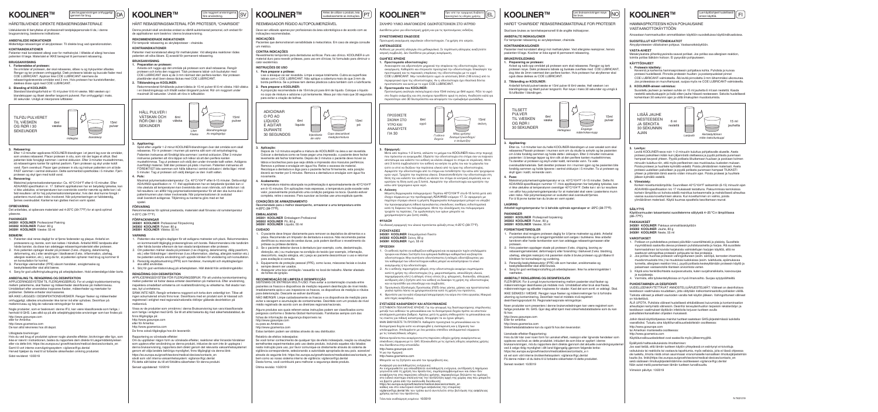# KOOLINER™

Læs brugsanvisningen omhyggeligt igennem før brug — DA

## HÅRDTBLIVENDE DIREKTE REBASERINGSMATERIALE

Udelukkende til benyttelse af professionelt tandplejepersonale til de, i denne brugsanvisning, beskrevne indikationer.

### ANBEFALEDE INDIKATIONER

Midlertidige rebaseringer af akrylproteser. Til direkte brug ved operationsstolen.

### KONTRAINDIKATIONER

Patienter med konstateret allergi over for methakrylat. I tilfælde af allergi henvises patienten til læge. Materialet er IKKE beregnet til permanent rebasering.

### BRUGSANVISNING

1. **Forberedelse af protesen:**
   De områder af protesen, der skal rebaseres, slibes ru og trykpunkter afløstes. Rengør og tør protesen omhyggeligt. Dele proteserne tildele og tuccede flader med COE LUBRICANT. Applicer ikke COE LUBRICANT sammen de rebaseringsflader området ved 3 mm. Hvis protesen har kunststoftænder, dækkes disse også med COE LUBRICANT.
2. **Blanding af KOOLINER:**
   Standard blandingsforhold er 15 ml pulver til 6 ml væske. Mål væsken op i blandingsbægeret og tilsæt derefter langsomt pulveret. Rør omhyggeligt i maks. 30 sekunder. Undgå at inkorporere luftbobler.

TILFØJ PULVERET TIL VÆSKEN OG RØR I 30 SEKUNDER

6ml væske — 15ml pulver

målegias — blandebæger

3. **Rebasering:**
   Efter 1–2 minutter appliceres KOOLINER-blandingen i et jævnt lag over de områder, som ønskes rebaseret. Placer protesen in situ, som når der tages et aftryk. Bed patienten bide forsigtigt sammen i centrisk okklusion. Efter 3 minutter muskeltrimmes, så rebaseringens kanter får optimal pasform. Fjern protesen og skyl under koldt vand. Fjern overskud. Placer igen protesen in situ og instruer patienten om at bide FAST sammen i centrisk okklusion. Dette sammenbid opretholdes i 5 minutter. Fjern protesen og skyl igen med koldt vand.
4. **Renovering:**
   Maksimal polymerisationstemperatur: Ca. 40°C/104°F efter 6–15 minutter. Efter ADA/ANSI specifikation nr. 17. Efter applikationen har en betydelig tykkelse, kan vi ikke udelukke, at temperaturen kan overskride overfor neivitte og dette kan i så fald resultere i at for hoj polymeriseringstemperatur, da lokalt kan forårsage i patientens mund uden risiko involveret. Når polymeriseringen er fuldendt, fjernes overskuddet. Kanterne kan glattes med en roterende sten.

### OPBEVARING

Det anbefales, at opbevare materialet ved 4–20°C (39–77°F) for at opnå optimal ydeevne.

### PAKNINGER

**345901 KOOLINER** Professional Pakning
**345902 KOOLINER** Pulver: 80 g
**345901 KOOLINER** Væske: 55 ml

### BEMÆRK

1. Patienten skal rense daglig for at fjerne fødevarer og plaque. Anbefal en protesrense og -borste, som kan købes i håndkøb. Anbefal IKKE brugen af hårde borster, da disse kan ødelægge rebaseringsmaterialet eller protesen.
2. Hvis patienten oplyser skader på protesen (f.eks. chipping, deformering, deformering, etc.) eller anvendelser i håndkøbet (f.eks. irritation, ubehag, allergisk reaktion, etc.), skal det fjo det, at patienten ophører med brug og kommer til en konsultation hos tandlæge.
3. Personlig værnemidler (PPE) såsom handsker, ansigtsmaske og beskyttelsesbriller skal altid bæres.
4. Sørg for god udluftning/udsugning på arbejdspladsen. Hold anbefalede kilder borte.

### ANBEFALING TIL RENGØRING OG DESINFEKTION

APPLICERINGSSYSTEM TIL FLERGANGSBRUG: For at undgå krydskontaminering mellem patienterne, skal flasker og måleenheder desinficeres på mellemniveau. Umiddelbart efter anvendelse inspiceres flasker, måleenheder og -beskrevet for problemer. Sletede enheder skal kasseres.

MÅ IKKE LÆGGES I DESINFEKTIONSVÆSKER. Rengør flasker og måleenheder omhyggeligt, således anvisninger, ikke torrer ind eller ophobes. Desinficer på mellemniveau og følg de nationale retningslinjer for dette.

Nogle produkter, som er beskrevet i denne IFU, kan være klassificerede som farlige, i henhold til GHS. Læs altid op på alle arbejdshygiejniske anvisninger som kan findes på:
http://www.gcaeurope.com
eller for Amerika:
http://www.gcamerica.com
De kan altid rekvireres hos dit depot.

Utilsigtede hændelser:
Hvis du ved brug af produktet oplever nogle uønskede effekter, bivirkninger eller lign. som ikke er nævnt i instruktionen, bedes du rapportere dem direkte til Lægemiddelstyrelsen eller via dette link: https://ec.europa.eu/growth/sectors/medical-devices/contacts_en
Samt til vort interne overvågningssystem: vigilance@gc.dental
Herved hjælper du med til at forbedre sikkerheden omkring produktet.

Sidst revideret: 10/2019

# KOOLINER™

Läs noggrant anvisningarna före användning — SV

## HÅRT REBASERINGSMATERIAL FÖR PROTESER, "CHAIRSIDE"

Denna produkt skall användas endast av tillfällt auktoriserad personal, och endast för de applikationer som beskrivs i denna bruksanvisning.

### REKOMMENDERADE INDIKATIONER

För temporär rebasering av akrylatproteser - chairside.

### KONTRAINDIKATIONER

Patienter med konstaterad allergi för methakrylater. Vid allergiska reaktioner lödes patienten att söka läkare. Ej avsedd för permanent rebasering.

### BRUKSANVISNING

1. **Preparation av protesen:**
   Avlasta och rugga upp det område på protesen som skall rebaseras. Rengör protesen noggrant och torka den noggrant. Täck protesens labial- och buckalytor med COE LUBRICANT ända fram till 3 mm närmast den perifera kanten. Har protesen plasttänder skall även dessa täckas med COE LUBRICANT.
2. **Tillblandning av KOOLINER:**
   Rekommenderat förhållande pulver/vätska är 15 ml pulver till 6 ml vätska. Häll vätska i en blandningskopp och tillsätt sedan långsamt pulvret. Rör om noggrant under maximalt 30 sekunder. Undvik att röra in luftbubblor.

HÄLL PULVER I VÄTSKAN OCH RÖR I 30 SEKUNDER

6ml vätska — 15ml pulver

Liten Flaska — Blandningskopp Av engångstyp

3. **Applicering:**
   Sprid efter ungefär 1–2 minut KOOLINER-blandningen över det område som skall rebaseras. För in protesen i munnen på samma sätt som vid avtrycktagning. Patienten instrueras att försiktigt bita samman i centrisk ocklusion. Efter 3 minuter instrueras patienten att tiovlägen och kikar så att den perifera kanten muskeltrimmas. Tag ut protesen och skölj den under rinnande kallt vatten. Avlägsna överflödigt material. Sätt åter protesen på plats i munnen. Patienten instrueras att FÖRSIKTIGT bita samman och hålla kaverna i centrisk ocklusion i detta läge i minst 5 minuter. Tag ut protesen och skölj åtelgen av den i kallt vatten.
4. **Polymerisation:**
   Maximal polymerisationstemperatur: Ca. 40°C/104°F efter 6–15 minuter. Detta enligt ADA/ANSI specifikation nr. 17. Vid applikationer har en betydande tjocklek kan vi inte utesluta att temperaturen kan överskrida den ovan nämnda, och detta kan i så fall resultera i en alltför hög polymerisationstemperatur för att den ska kunna ske i patientmunnen utan riskier involverade. När polymerisationen är avslutad skall överskott avlägsnas. Tillplaning av kanterna göras med en fast sqwbhi.

### FÖRVARING

Rekommenderas för optimal prestanda, materialet skall förvaras vid rumstemperatur 4–20°C (39–77°F).

### FÖRPACKNINGAR

**345901 KOOLINER** Professional Förpackning
**345902 KOOLINER** Pu. 80 g
**345901 KOOLINER** Vätska: 55 ml

### VARNING

1. Patienten ska rengöra dagligen för att avlägsna materier och plack. Rekommendera en kommersiellt tillgänglig protesrengörare och borste. Rekommendera inte användning av hårda borster eftersom de kan skada tandprotesen eller protesen.
2. Om patienten märker skada på protesen (t.ex chipping, deformering, ddåg pasform, etc.) eller försämringar i munhinnan (t.ex inflammation, obehag, allergiska reaktion etc.) be patienten avbryta användning och uppsök läkare för utvärdering och konsultation.
3. Personlig skyddsutrustning (PPE) som handskar, munskydd och skyddsglasögon ska alltid användas.
4. Sörj för god ventilation på arbetsplatsen. Håll åtskild från antändningskällor.

### RENGÖRING OCH DESINFEKTION

APPLICERINGSSYSTEM FÖR FLERGÅNGSBRUK: För att undvika korskontaminering mellan patienter så flaskor dessa enheter desinfektion på mellannivå. Efter användning, inspektera omedelbart enheterna om kvalitetsförsämring av etiketterna. Skall skadar kan ses, byt ut enheterna.

SÄNK INTE NED. Rengör enheterna noggrant och torka dom ordentligt torr. Tillse att ingen ackumulerad smuts finns kvar. Desinficera med en produkt som är klassad och registrerad i enlighet med lokala/nationella riktlinjer gällande desinfektion på mellannivå.

Vissa av de produkter som omnämns i denna Bruksanvisning kan vara klassificerade som farliga i enlighet med GHS. Se till att alltid bekanta dig med säkerhetsdatablad, de finns tillgängliga på:
http://www.gceurope.com
eller för Amerika:
http://www.gcamerica.com
De finns också tillgängliga hos din leverantör.

Rapportering av oönskade effekter:
Om du upptäcker någon form av oönskade effekter, reaktioner eller liknande händelser som upplevs efter användning av denna produkt, inklusive de som inte är upptagna i denna bruksanvisning, rapportera dem direkt genom det relevanta vaksamhetssystemet genom att välja lämplig behörig myndighet, finns tillgänglig i via denna länk:
https://ec.europa.eu/growth/sectors/medical-devices/contacts_en
såväl som vårt interna vaksamhetssystem: vigilance@gc.dental
På detta sätt bidrar du till att förbättra säkerheten för denna produkt.

Senast uppdaterad: 10/2019

# KOOLINER™

Antes de utilizar o produto, leia cuidadosamente as instruções. — PT

## REEMBASADOR RÍGIDO AUTOPOLIMERIZÁVEL

Deve ser utilizado apenas por profissionais da área odontológica e de acordo com as indicações recomendadas.

### INDICAÇÕES

Pacientes que demonstrarem sensibilidade à metacrilatos. Em caso de alergia consulte um médico.

### CONTRA INDICAÇÕES

Reembasamento temporário para dentaduras acrílicas. Para uso clínico. KOOLINER é um material duro para reembasar próteses, para uso em clínicas, foi formulado para diminuir o calor exotérmico.

### INSTRUÇÕES DE USO

1. **Para preparar a prótese:**
   Lixe a áreaque vai ser reembasada. Limpe e seque totalmente. Cubra as superfícies labiais com a COE LUBRICANT. Não aplique a cobertura mais do que 3 mm da borda periférica. Se a prótese tem dentes plásticos cubra também com o lubrificante.
2. **Para preparar o KOOLINER:**
   A proporção recomendada é de 15ml de pó para 6ml de líquido. Coloque o líquido no copo de mistura e adicione o pó lentamente. Mexa por não mais que 30 segundos para evitar a criação de bolhas.

ADICIONAR O PÓ AO LÍQUIDO E AGITAR DURANTE 30 SEGUNDOS

6ml líquido — 15ml pó

Injectores de vidro — Copo descartável medições/mistura

3. **Aplicação:**
   Depois de 1-2 minutos espalhe a mistura de KOOLINER na área a ser reversada. Coloque a dentadura como se fosse pegar uma impressão, o paciente deve fechar levemente até fechar totalmente. Depois de 3 minutos o paciente deve mover os lábios e bochechas para que seja obtida a impressão dos músculos periféricos. Remova a prótese e enxágüe em água fria. Retire o excesso de material. Recoloque a dentadura e diga para o paciente fechar firmemente, esta posição deverá se manter por 5 minutos. Remova a dentadura e enxágüe com água fria novamente.
4. **Acabamento:**
   A temperatura máxima alcançada na polimerização é aproximadamente de 40°C/104°F em 6-15 minutos. Em aplicações mais espessas, a temperatura pode exceder esta valor, possivelmente produzindo uma condição perigosa na boca. Quando estiver completo retire o excesso. Para suavizar as bordas use uma espátula quente.

### CONDIÇÕES DE ARMAZENAMENTO

Recomendado para o melhor desempenho, armazenar a uma temperatura entre 4-20°C (39-77°F).

### EMBALAGENS

**345901 KOOLINER** Embalagem Profissional
**345902 KOOLINER** Pó: 80 g
**345901 KOOLINER** Líquido: 55 ml

### CUIDADO

1. O paciente deve limpar diariamente para remover os depósitos de alimentos e a placa. Recomende um limpador de dentaduras e escova. Não recomenda pastas dentifrícias ou escovas de cerdas duras, pois podem danificar o revestimento da prótese ou prótese dentária.
2. Se o paciente detectar danos à dentadura (por exemplo, corte, deformação, distorção, etc.) ou mudanças na condição da boca (por exemplo, inflamação, desconforto, reação alérgica, etc.) peça ao paciente descontinuar o uso e retornar à clínica for consultado.
3. Equipamento de proteção pessoal (PPE), como luvas, máscaras faciais e óculos sempre devem ser usados.
4. Assegure que haja boa ventilação / exaustão no local de trabalho. Manter afastado de fontes de ignição.

### RECOMENDAÇÃO DE LIMPEZA E DESINFECÇÃO

SISTEMAS DE ENTREGA MULTI-USO: Para evitar a contaminação cruzada entre pacientes os frascos e dispositivos de medição requerem desinfecção de nível médio. Imediatamente após o uso inspecione os frascos, os dispositivos de medição e rótulos para deterioração. Descarte se estiver danificado.

NÃO IMERGIR. Limpe cuidadosamente os frascos e os dispositivos de medição para evitar o secagem e acumulação de contaminantes. Desinfete com um produto de nível médio registrado de acordo com as diretrizes regionais/nacionais.

Alguns produtos aos quais referem estas instruções podem ser classificados como perigosos conforme o Sistema Global Harmonizado. Familiarize sempre com das fichas de informação de segurança disponíveis na:
http://www.gceurope.com
ou para as Américas:
http://www.gcamerica.com
Estes também podem ser obtidas através do seu distribuidor.

Relatório de efeitos indesejados:
Se você tomar conhecimento de qualquer tipo de efeito indesejado, reação ou situações semelhantes experimentadas pelo uso deste produto, incluindo aqueles não listados neste instrução para uso, por favor informe diretamente através do sistema de vigilância correspondente, selecionando a autoridade apropriada do seu país, acessível através de seguinte link: https://ec.europa.eu/growth/sectors/medical-devices/contacts_en bem como ao nosso sistema interno de vigilância: vigilance@gc.dental
Desta forma, você contribuirá para melhorar a segurança deste produto.

Última revisão: 10/2019

# KOOLINER™

Πριν από την εφαρμογή διαβάστε προσεκτικά τις οδηγίες χρήσης. — EL

## ΣΚΛΗΡΟ ΥΛΙΚΟ ΑΝΑΓΟΜΩΣΗΣ ΟΔΟΝΤΟΣΤΟΙΧΙΩΝ ΣΤΟ ΙΑΤΡΕΙΟ

Διατίθεται μόνο για οδοντιατρική χρήση και για τις προτεινόμενες ενδείξεις.

### ΣΥΝΙΣΤΩΜΕΝΕΣ ΕΝΔΕΙΞΕΙΣ

Προσωρινή αναγόμωση ακρυλικών οδοντοστοιχιών. Για χρήση στο ιατρείο.

### ΑΝΤΕΝΔΕΙΞΕΙΣ

Ασθενείς με γνωστή αλλεργία στα μεθακρυλικά. Σε περίπτωση αλλεργίας αναζητείστε ιατρική συμβουλή. Δεν διατίθεται για μόνιμη αναγόμωση.

### ΟΔΗΓΙΕΣ ΧΡΗΣΗΣ

1. **Για προετοιμασία οδοντοστοιχίας:**
   Ανακουφίστε και αδροποιήστε μηχανικά την επιφάνεια της οδοντοστοιχίας προς αναγόμωση. Καθαρίστε και στεγνώστε προσεχτικά την οδοντοστοιχία. Επικαλύψτε την προστομιακή και τις παρειακές επιφάνειες της οδοντοστοιχίας με το υγρό COE LUBRICANT. Μην τοποθετήσετε υγρό σε απόσταση 3mm (1/8 ίντσας) από το περιφερειακό όριο της οδοντοστοιχίας. Αν ο οδοντοστοιχία έχει πλαστικά δόντια προστατέψτε και αυτά με το υγρό COE LUBRICANT.
2. **Προετοιμασία του KOOLINER:**
   Προτεινόμενη αναλογία σκόνης/υγρού είναι 15ml σκόνης με 6ml υγρού. Ρίξτε το υγρό στο δοχείο ανάμιξης και στη συνέχεια προσθέστε αργά τη σκόνη. Αναδεύστε καλά για περισσότερο από 30 δευτερόλεπτα και αποφύγετε την εγκλωβισμό φυσαλίδων.

ΠΡΟΣΘΕΣΤΕ ΣΚΟΝΗ ΣΤΟ ΥΓΡΟ ΚΑΙ ΑΝΑΔΕΥΣΤΕ ΓΙΑ 30

6ml υγρό — 15ml σκόνη

Γυάλινο δοχείο — Μιας χρήσης δοχείο/προσθαρμογή ανάμιξης

3. **Εφαρμογή:**
   Μετά από περίπου 1-2 λεπτά, απλώστε το μείγμα του KOOLINER πάνω στην περιοχή που πρόκειται να αναγομωθεί. Εφαρμόστε την οδοντοστοιχία στο στόμα σαν να παίρνετε αποτύπωμα και ζητήστε τον ασθενή να κλείσει ελαφρά το στόμα σε κεντρική. Μετά από 3 λεπτά συμβουλεύστε τον ασθενή να κινήσει τα χείλη του και τα μάγουλα του ώστε να γίνει και διαμόρφωση των περιφερειακών ορίων. Αφαιρέστε την οδοντοστοιχία από το στόμα και τοποθετήστε την κάτω από τρεχούμενο κρύο νερό. Τοποθετήστε ξανά την οδοντοστοιχία στη θέση της και ζητήστε τον ασθενή να κλείσει ΣΤΑΘΕΡΑ σε κεντρική σύγκλειση για 5 λεπτά. Αφαιρέστε την οδοντοστοιχία και ξεπλύνετε την πάλι με κρύο νερό.
4. **Αιώρηση:**
   Μέγιστη θερμοκρασία πολυμερισμού: Περίπου 40°C/104°F στα 6-15 λεπτά μετά από έλεγχο σύμφωνα με την προδιαγραφή ADA/ANSI αριθμός 17. Σε εφαρμογές με περιστόο πάχος υλικού η μέγιστη θερμοκρασία πολυμερισμού μπορεί να υπερβεί την προαναφερόμενη τιμή, προκαλώντας επικίνδυνες συνθήκες. Ολοκληρωμένα κατά τη διάρκεια του πολυμερισμού. Μετά την ολοκλήρωση του πολυμερισμού τροχίστε τις περισσειες. Για εξομάλυνση των ορίων χρησιμοποιήστε ένα ζεστό σπαθί.

### ΦΥΛΑΞΗ

Για ιδανική εφαρμογή του υλικού προτείνεται φύλαξη στους 4-20°C (39-77°F).

### ΣΥΣΚΕΥΑΣΙΕΣ

**345901 KOOLINER** Επαγγελματικό Πακέτο
**345902 KOOLINER** Σκόνη: 80 g
**345901 KOOLINER** Υγρό: 55 ml

### ΠΡΟΣΟΧΗ

1. Οι ασθενείς πρέπει να καθαρίζουν καθημερινά και να αφαιρούν τυχόν υπολείμματα τροφών και πλάκα. Συστήστε ένα εμπορικό διάλυμα καθαρισμού και βούρτσα οδοντοστοιχιών. Μην συστήσετε οδοντόπαστες ή σκληρές οδοντόβουρτσες, για να μην καταστρέψουν την επένδυση της αναγόμωσης της οδοντοστοιχίας ή αναγόμωσης ή την οδοντοστοιχία.
2. Αν ο ασθενής παρατηρήσει οξέσεις στην οδοντοστοιχία αναφέρει συμπτώματα κατά τη χρήση της οδοντοστοιχίας (π.χ. μικροαποσπάσματα, αποκόλληση, κακή παραμόρφωση κλπ.) ή αλλαγές στους ιστούς (π.χ. φλεγμονές, δυσφορία, αλλεργική αντίδραση κλπ.) ζητήστε από τον ασθενή να διακόψει τη χρήση της οδοντοστοιχίας και να προσέλθει για επανέλεγχο και συμβουλή.
3. Προσωπικός Εξοπλισμός Προστασίας (ΠΕΠ) όπως γάντια, μάσκες και προστατευτικά γυαλιά πρέπει πάντα να χρησιμοποιούνται κατά τη χρήση του προϊόντος.
4. Φροντίστε για καλό αερισμό/εξαερισμό του χώρου εργασίας. Μακριά από πηγές ανάφλεξης.

### ΣΥΣΤΑΣΕΙΣ ΚΑΘΑΡΙΣΜΟΥ ΚΑΙ ΑΠΟΛΥΜΑΝΣΗΣ

ΣΥΣΤΗΜΑΤΑ ΠΟΛΛΑΠΛΗΣ ΧΡΗΣΗΣ: Για την αποφυγή της διασταυρούμενης επιμόλυνσης μεταξύ των ασθενών τα μπουκαλάκια και τα δοσομετρικά δοχεία πρέπει να υπόκεινται απολύμανση μεσαίου βαθμού. Αμέσως μετά τη χρήση επιθεωρήστε τα μπουκαλάκια και τις ετικέτες για τυχόν φθορά. Απορρίψτε τα αν έχουν φθαρεί.

ΜΗΝ ΕΜΒΥΘΙΖΕΤΕ ΤΑ ΠΡΟΪΟΝΤΑ. Καθαρίστε προσεκτικά τα μπουκαλάκια και τα δοσομετρικά δοχεία ώστε να αποτραπεί η ξήρανση και η συσσώρευση και η ξήρανση των επιμολυσμένων. Απολυμάνετε με ένα μεσαίου επιπέδου απολυμαντικό σύμφωνα με τις τοπικές/εθνικές οδηγίες.

Κάποια προϊόντα που αναφέρονται στις παρούσες οδηγίες χρήσης αναφέρονται ως επικίνδυνα σύμφωνα με το GHS. Εξοικειωθείτε με τις σχετικές οδηγίες ασφαλείας χρήσης που διατίθενται στην ιστοσελίδα:
http://www.gceurope.com
Η για την Αμερική:
http://www.gcamerica.com
Μπορείτε να τα ζητήσετε και από τον προμηθευτή σας.

Αναφορά για ανεπιθύμητες ενέργειες:
Αν ενημερωθείτε για οποιαδήποτε ανεπιθύμητη ενέργεια, αντίδραση ή παρόμοια γεγονότα από τη χρήση του προϊόντος, συμπεριλαμβανομένων και όσων δεν αναφέρονται στις παρούσες οδηγίες χρήσης, παρακαλούμε δηλώστε τις αμέσως στο ειδικό σύστημα επαγρύπνησης της κατάλληλης αρχής της χώρας σας που μπορείτε να βρείτε μέσα από την ακόλουθη διεύθυνση:
https://ec.europa.eu/growth/sectors/medical-devices/contacts_en
καθώς και στο εσωτερικό σύστημα ασφάλειας της εταιρείας:
vigilance@gc.dental
Με τον τρόπο αυτό συντελείτε στην βελτίωση της ασφάλειας χρήσης αυτού του προϊόντος.

Τελευταία αναθεώρηση κειμένου: 10/2019

# KOOLINER™

Les bruksanvisningen nøye før bruk. — NO

## HARDT "CHAIRSIDE" REBASERINGSMATERIALE FOR PROTESER

Skal bare brukes av tannhelsepersonell til de angitte indikasjoner.

### ANBEFALTE INDIKASJONER

For temporær rebasering av akrylatproteser - chairside.

### KONTRAINDIKASJONER

Pasienter med kjent allergi mot methakrylater. Ved allergiske reaksjoner, henvis pasienten til lege. Kooliner er ikke egnet til permanent rebasering.

### BRUKERVEILEDNING

1. **Preparering av protesen:**
   Avlast og rubb opp området på protesen som skal rebaseres. Rengjør og tørk protesen nøye. Dekk protesens labiale og buckale overflate med COE LUBRICANT, frem til 3 mm fra den perifere kanten. Hvis protesen har akryltenner skal også disse dekkes av COE LUBRICANT.
2. **Tilblanding av KOOLINER:**
   Anbefalt forhold pulver/væske er 15ml pulver til 6ml væske. Hell væsken i en blandingskopp og tilsett deretter pulver langsomt. Rør nøye i maks 30 sekunder og unngå å få luftbobler i blandingen.

TILSETT PULVER TIL VÆSKEN OG RØR I 30 SEKUNDER

6ml væske — 15ml pulver

Hetteglass — Engangs målekrukke-kopp

3. **Applisering:**
   Etter ca. 1-2 minutter kan du helle KOOLINER-blandingen ut over arealet som skal rebaseres. Plasser protesen i munnen som om du skulle ta avtrykk og be pasienten om å bite forsiktig sammen og holde dette i okklusjon. Etter 3 minutter instrueres pasienten i å bevege leppen og kinn slik at den perifere kanten muskeltrimmes. Ta deretter ut protesen og skyll under kaldt, rennende vann. Fjern overskuddsmaterialet. Sett deretter protesen inn i munnen igjen og be pasienten bite forsiktig sammen og holde sammen i sentrisk okklusjon i 5 minutter. Ta ut protesen og skyll igjen i kaldt, rennende vann.
4. **Pass:**
   Maksimal polymerisasjonstemperatur er ca. 40°C/104°F i 6-15 minutter. Ifølge ADA/ANSI-spesifikasjon nummer 17. Hvis appliseringen har betydelig tykkelse, kan vi ikke utelukke at temperaturen overstiger 40°C/104°F. Dette kan i sin tur resultere i en altfor høy polymeriseringstemperatur for at materialet skal være i pasientens munn uten risiko. Når polymeriseringen er avsluttet skal overskudd fjernes. For å få jevne kanter kan du bruke en varm spatel.

### LAGRING

Anbefalt lagringstemperatur for å beholde optimale egenskaper er -25°C (39-77°F).

### PAKNINGER

**345901 KOOLINER** Profesjonell forpakning
**345902 KOOLINER** Pulver, 80 g
**345901 KOOLINER** Væske, 55 ml

### FORSIKTIGHETSREGLER

1. Pasienten skal rengjøre protesen daglig for å fjerne matrester og plakk. Anbefal en protesetrenser og et rengjøringsmiddel som selges i butikkene. Ikke anbefal tannkrem eller harde tannbørster som kan ødelegge rebaseringsmassen eller protesen.
2. Hvis pasienten opplager skade på protesen (f.eks. chipping, løsning av rebaseringsmassene, deformering) eller forandring i bløtvevet (f.eks. tilstning, ubehag, allergisk reaksjon) må pasienten slutte å bruke protesen og gå tilbake til klinikken for konsultasjon og vurdering.
3. Personlig beskyttelsesutstyr (PPE) slik som hansker, ansiktsmaske og beskyttelsesbriller skal alltid brukes.
4. Sørg for god ventilasjon/utlufting på arbeidsplassen. Ikke ha antenningskilder i nærheten.

### ANBEFALT RENGJØRING OG DESINFEKSJON

FLER-BRUK: For å unngå krysskontaminering mellom pasienter skal flasker og måleinnretninger desinfiseres på middels nivå. Umiddelbart etter bruk skal flaske, måleinnretninger og etiketter inspiseres for skader. Kast det som evnt. er skadet. Skal.

IKKE SENKES I VÆSKE. Rengjør nøye flasker og måleinnretninger for å forhindre uttørring og kontaminering. Desinfiser med et middels nivå-registrert desinfiseringsprodukt iht. Regionale/nasjonale retningslinjer.

Noen produkter som presenteres i denne brukerveiledningen kan være registrert som farlige produkter iht. GHS. Gjør deg alltid kjent med sikkerhetsdatabladene som du kan få her:
http://www.gceurope.com
Eller for amerika:
http://www.gcamerica.com
Sikkerhetsdatabladene kan du også få hos den leverandør.

Uønskede effekter-Rapportering:
Hvis du blir kjent med noen form for uønsket effekt, reaksjon eller lignende hendelser som oppleves ved bruk av dette produktet, inkludert de som ikke er oppført i denne bruksanvisningen, må du rapportere dem direkte gjennom det aktuelle overvåkingssystemet ved å velge riktig myndighet i ditt land tilgjengelig gjennom følgende lenke:
https://ec.europa.eu/growth/sectors/medical-devices/contacts_en
så vel som vårt interne årvåkenhetssystem: vigilance@gc.dental
På denne måten vil du bidra til å forbedre sikkerheten til dette produktet.

Sensest revidert: 10/2019

# KOOLINER™

Lue käyttöohjeet huolellisesti ennen käyttöä. — FI

## HAMMASPROTEESIN KOVA POHJAUSAINE VASTAANOTTOKÄYTTÖÖN

Ainoastaan hammashuollon ammattilaisten käyttöön suositeltuihin käyttöindikaatioihin.

### SUOSITELLUT KÄYTTÖINDIKAATIOT

Akryyliproteesien väliaikainen pohjaus. Vastaanottokäyttöön.

### VASTA-AIHEET

Metakrylaateille yliherkkyyoireista saavat potilaat. Jos potilas saa allergisen reaktion, tulisi potilaan lähettää lääkäriin. Ei pysyvään pohjaukseen.

### KÄYTTÖOHJEET

1. **Proteesin käsittely:**
   Keveneä ja karheenna hammasproteesin pohjattava kohta. Puhdista ja kuivaa proteesi huolellisesti. Pinnoita proteesin huulten- ja poskenpuoleiset pinnat COE LUBRICANT-voiteella. Älä levitä pinnoitetta 3 mm lähemmäksi ulkoreunaa. Jos proteesissa on muovihampaat, suojaa myös ne COE LUBRICANT-voiteella.
2. **KOOLINER-aineen valmistus:**
   Suositeltu jauheen ja nesteen suhde on 15 ml jauhetta 6 ml:aan nestettä. Kaada nestettä sekoituskuppiin ja lisää siihen jauhe hitaasti nesteeseen. Sekoita huolellisesti korkeintaan 30 sekunnin ajan ja vältä ilmakuplien muodostumista.

LISÄÄ JAUHE NESTEESEEN JA SEKOITA 30 SEKUNNIN AJAN

6 ml nestettä — 15 ml jauhetta

Lasipullo — Kertakäyttöinen mitta-/sekoituskuppi

3. **Levitys:**
   Levitä KOOLINER-seos noin 1–2 minuutin kuluttua pohjattavalle alueelle. Aseta proteesi paikalleen kuten kun jäljennöstä otettaessa ja pyydä potilasta puremaan hampaat kevyesti yhteen. Pyydä potilasta liikuttamaan huuliaan ja poskiaan kolmen minuutin kuluttua niin, että myös periferisen osa muokkautuu kudosten mukaan. Poista proteesi ja huuhtele kylmällä vedellä. Poista ylimääräinen materiaali. Aseta proteesi uudelleen paikalleen ja pyydä potilasta puremaan hampaat TUKEVASTI yhteen ja pitämään tätä asento viiden minuutin ajan. Poista proteesi ja huuhtele jälleen kylmällä vedellä.
4. **Viimeistely:**
   Korkein kovettumislämpötila: Suunnilleen 40°C/104°F aikavälin (6-15) minuutin ajan ADA/ANSI-spesifikaation nro 17 mukaisesti testattuna. Paksummissa kerroksissa korkein lämpötila voi kohota korkeampiin arvoihin kuin mainittu, tästä voi aiheutua vaaraa suussa kovettumisen aikana. Kun kovettuminen on valmis, poista ylimääräinen materiaali. Käytä kuumaa spaattelia tasoittamiseen reunat.

### SÄILYTYS

Käyttöominaisuuksien takaamiseksi suositellaan säilytystä 4–20°C:n lämpötilassa (39–77°F).

### PAKKAUKSET

**345901 KOOLINER** Pakkaus ammattikäyttöön
**345902 KOOLINER** Jauhe, 80 g
**345901 KOOLINER** Neste, 55 ml

### VAROITUKSET

1. Potilaan pitää puhdistettava proteesi päivittäin ruoantähteistä ja plakista. Suosittele myytävissä olevia proteesin puhdistusaineita ja harjoja. Älä suosittele hammastahnan tai kovista harjaksista valmistettujen harjojen käyttöä, sillä ne saattavat vahingoittaa proteesin pohjausta tai itse proteesia.
2. Jos potilas huomaa proteesin vahingoittuneen (esim. särötyä, kenoton irtoaminen, muodonmuutoksia tms.) tai muutoksia kudoksessa (esim. tulehdusta, epämukavaa tunnetta, allergisen reaktion tms.), pyydä potilasta keskeyttämään proteesin käyttö ja palaamaan vastaanotolle tilanteen arvioimista varten.
3. Käytä aina henkilönsuojaimia suojavarusteita, kuten suojahansikkaita, kasvosuojaa ja suojalaseja.
4. Varmista, että työskentelytilassa on hyvä ilmanvaihto. Suojaa sytyjästöiltä.

### PUHDISTAMINEN JA DESIFIOINTI

UUDELLEENKÄYTETTÄVÄT ANNOSTELULAITTEISTOT: Välineet on desinfioitava keskitason vaatimusten mukaisesti, jotta vältytään risti kontaminaatiolta potilaiden välillä. Tarkasta välineet ja etiketit vaurioiden varalta heti käytön jälkeen. Vahingoittuneet välineet on hävitettävä.

ÄLÄ UPOTA. Puhdista välineet huolellisesti ehkäistäksesi kuivumista ja kontaminaation aiheuttajien kertymistä välineisiin. Desinfioi tervejdenhuollon tarpeisiin rekisteröidyn ja keskitason vaatimukset täyttävän kansallisten/alueellisten ohjeiden mukaisesti.

Joitain tässä käyttöohjeessa mainitut tuotteet saattavat GHS-järjestelmässä luokitella vaarallisiksi. Tutustu aina käyttöturvallisuustiedotteisiin osoitteessa:
http://www.gceurope.com
tai Amerikan manteereella osoitteessa:
http://www.gcamerica.com
Käyttöturvallisuustiedotteet ovat saatavilla myös jälleenmyyjiltä.

Epäillyistä haittavaikutuksista ilmoittaminen:
Jos saat tietää, että tämän tuotteen käytön yhteydessä on esiintynyt ei-toivottuja vaikutuksia tai reaktioita tai vastaavia tapahtumia, myös sellaisia, joita ei tässä ohjeessa ole tuotettu, ilmoita niistä oman asianmukaisen viranomaisen kansallisen ilmoitusjärjestelmän kautta (ks. linkki https://ec.europa.eu/growth/sectors/medical-devices/contacts_en) sekä sisäiseen ilmoitusjärjestelmäämme osoitteeseen vigilance@gc.dental
Näin autat meitä parantamaan tämän tuotteen turvallisuutta.

Viimeisin päivitys: 10/2019